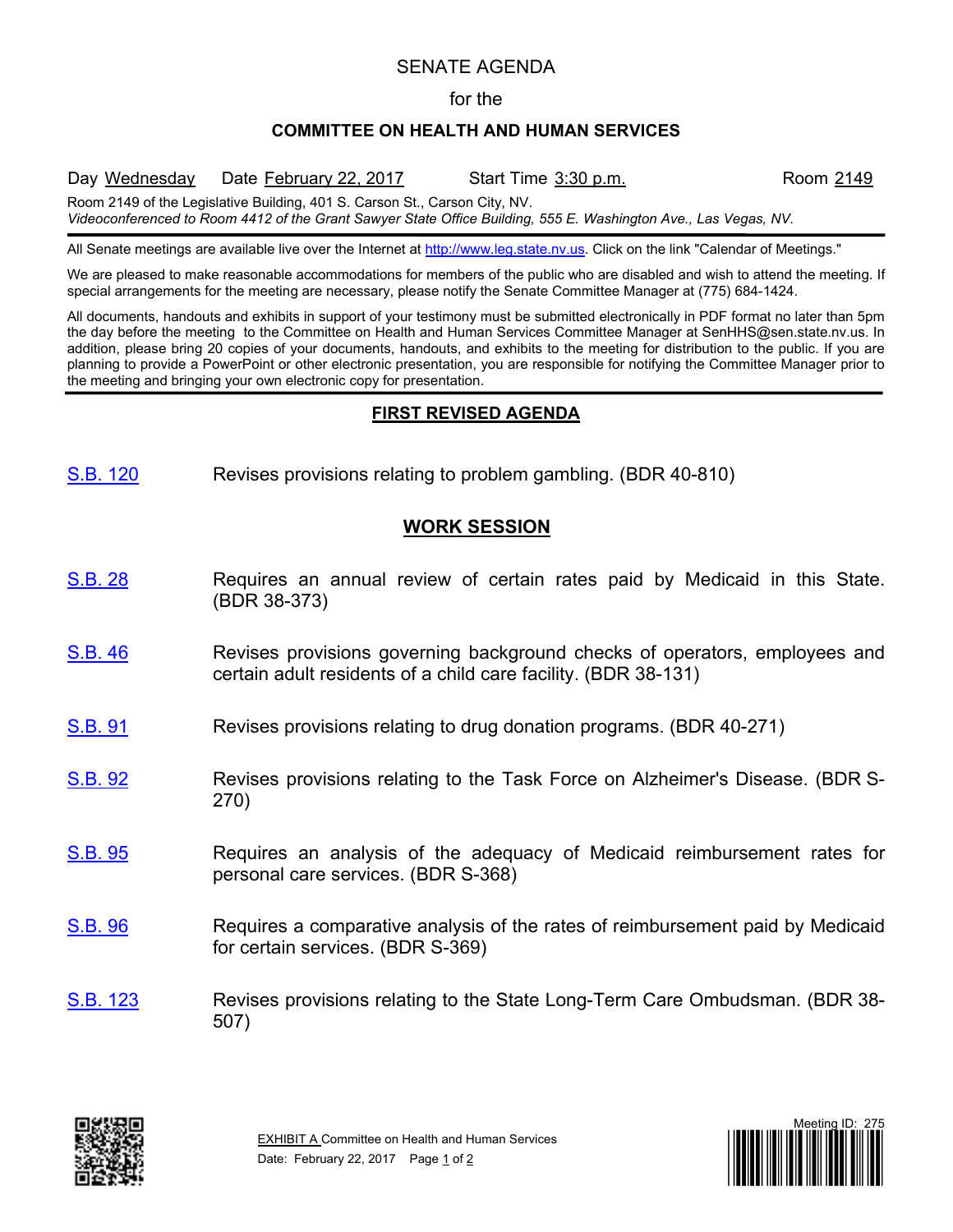# SENATE AGENDA

for the

## COMMITTEE ON HEALTH AND HUMAN SERVICES

Day Wednesday    Date February 22, 2017    Start Time 3:30 p.m.    Room 2149

Room 2149 of the Legislative Building, 401 S. Carson St., Carson City, NV.
*Videoconferenced to Room 4412 of the Grant Sawyer State Office Building, 555 E. Washington Ave., Las Vegas, NV.*

---

All Senate meetings are available live over the Internet at http://www.leg.state.nv.us. Click on the link "Calendar of Meetings."

We are pleased to make reasonable accommodations for members of the public who are disabled and wish to attend the meeting. If special arrangements for the meeting are necessary, please notify the Senate Committee Manager at (775) 684-1424.

All documents, handouts and exhibits in support of your testimony must be submitted electronically in PDF format no later than 5pm the day before the meeting to the Committee on Health and Human Services Committee Manager at SenHHS@sen.state.nv.us. In addition, please bring 20 copies of your documents, handouts, and exhibits to the meeting for distribution to the public. If you are planning to provide a PowerPoint or other electronic presentation, you are responsible for notifying the Committee Manager prior to the meeting and bringing your own electronic copy for presentation.

---

## FIRST REVISED AGENDA

S.B. 120 — Revises provisions relating to problem gambling. (BDR 40-810)

## WORK SESSION

S.B. 28 — Requires an annual review of certain rates paid by Medicaid in this State. (BDR 38-373)

S.B. 46 — Revises provisions governing background checks of operators, employees and certain adult residents of a child care facility. (BDR 38-131)

S.B. 91 — Revises provisions relating to drug donation programs. (BDR 40-271)

S.B. 92 — Revises provisions relating to the Task Force on Alzheimer's Disease. (BDR S-270)

S.B. 95 — Requires an analysis of the adequacy of Medicaid reimbursement rates for personal care services. (BDR S-368)

S.B. 96 — Requires a comparative analysis of the rates of reimbursement paid by Medicaid for certain services. (BDR S-369)

S.B. 123 — Revises provisions relating to the State Long-Term Care Ombudsman. (BDR 38-507)

EXHIBIT A Committee on Health and Human Services
Date: February 22, 2017

Meeting ID: 275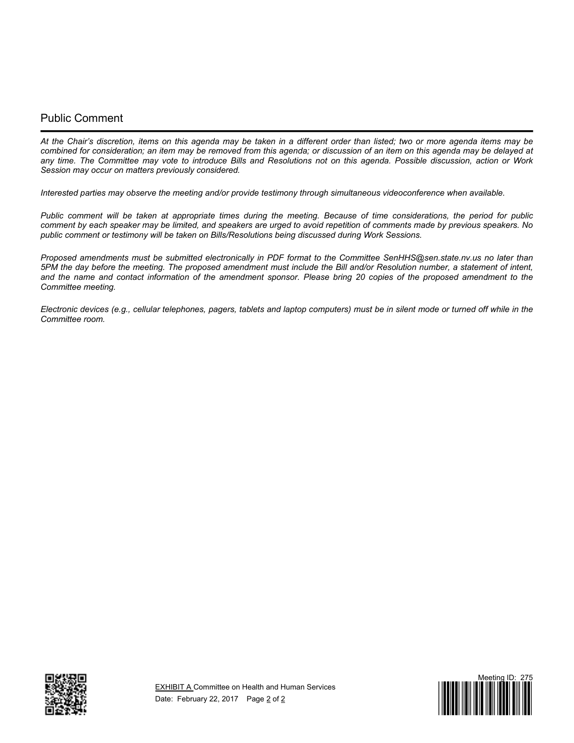## Public Comment

*At the Chair's discretion, items on this agenda may be taken in a different order than listed; two or more agenda items may be combined for consideration; an item may be removed from this agenda; or discussion of an item on this agenda may be delayed at any time. The Committee may vote to introduce Bills and Resolutions not on this agenda. Possible discussion, action or Work Session may occur on matters previously considered.*

*Interested parties may observe the meeting and/or provide testimony through simultaneous videoconference when available.*

*Public comment will be taken at appropriate times during the meeting. Because of time considerations, the period for public comment by each speaker may be limited, and speakers are urged to avoid repetition of comments made by previous speakers. No public comment or testimony will be taken on Bills/Resolutions being discussed during Work Sessions.*

*Proposed amendments must be submitted electronically in PDF format to the Committee SenHHS@sen.state.nv.us no later than 5PM the day before the meeting. The proposed amendment must include the Bill and/or Resolution number, a statement of intent, and the name and contact information of the amendment sponsor. Please bring 20 copies of the proposed amendment to the Committee meeting.*

*Electronic devices (e.g., cellular telephones, pagers, tablets and laptop computers) must be in silent mode or turned off while in the Committee room.*

EXHIBIT A Committee on Health and Human Services

Date: February 22, 2017

Meeting ID: 275